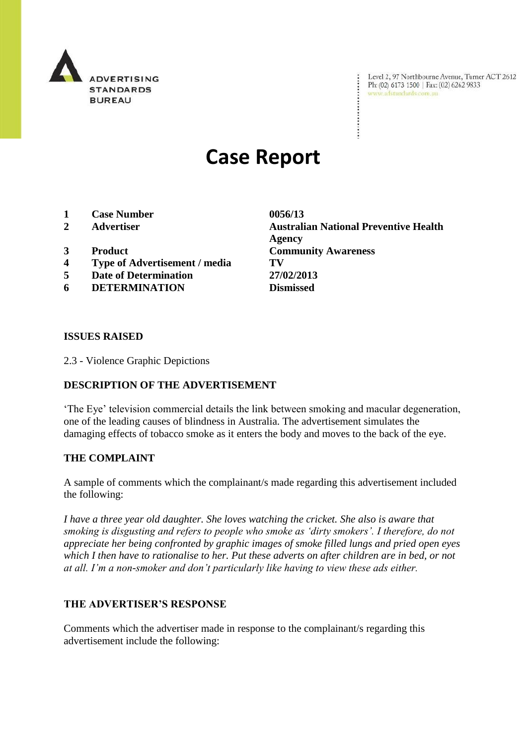ADVERTISING STANDARDS BUREAU

Level 2, 97 Northbourne Avenue, Turner ACT 2612
Ph: (02) 6173 1500 | Fax: (02) 6262 9833
www.adstandards.com.au

# Case Report

| | | |
|---|---|---|
| **1** | **Case Number** | **0056/13** |
| **2** | **Advertiser** | **Australian National Preventive Health Agency** |
| **3** | **Product** | **Community Awareness** |
| **4** | **Type of Advertisement / media** | **TV** |
| **5** | **Date of Determination** | **27/02/2013** |
| **6** | **DETERMINATION** | **Dismissed** |

**ISSUES RAISED**

2.3 - Violence Graphic Depictions

**DESCRIPTION OF THE ADVERTISEMENT**

'The Eye' television commercial details the link between smoking and macular degeneration, one of the leading causes of blindness in Australia. The advertisement simulates the damaging effects of tobacco smoke as it enters the body and moves to the back of the eye.

**THE COMPLAINT**

A sample of comments which the complainant/s made regarding this advertisement included the following:

*I have a three year old daughter. She loves watching the cricket. She also is aware that smoking is disgusting and refers to people who smoke as 'dirty smokers'. I therefore, do not appreciate her being confronted by graphic images of smoke filled lungs and pried open eyes which I then have to rationalise to her. Put these adverts on after children are in bed, or not at all. I'm a non-smoker and don't particularly like having to view these ads either.*

**THE ADVERTISER'S RESPONSE**

Comments which the advertiser made in response to the complainant/s regarding this advertisement include the following: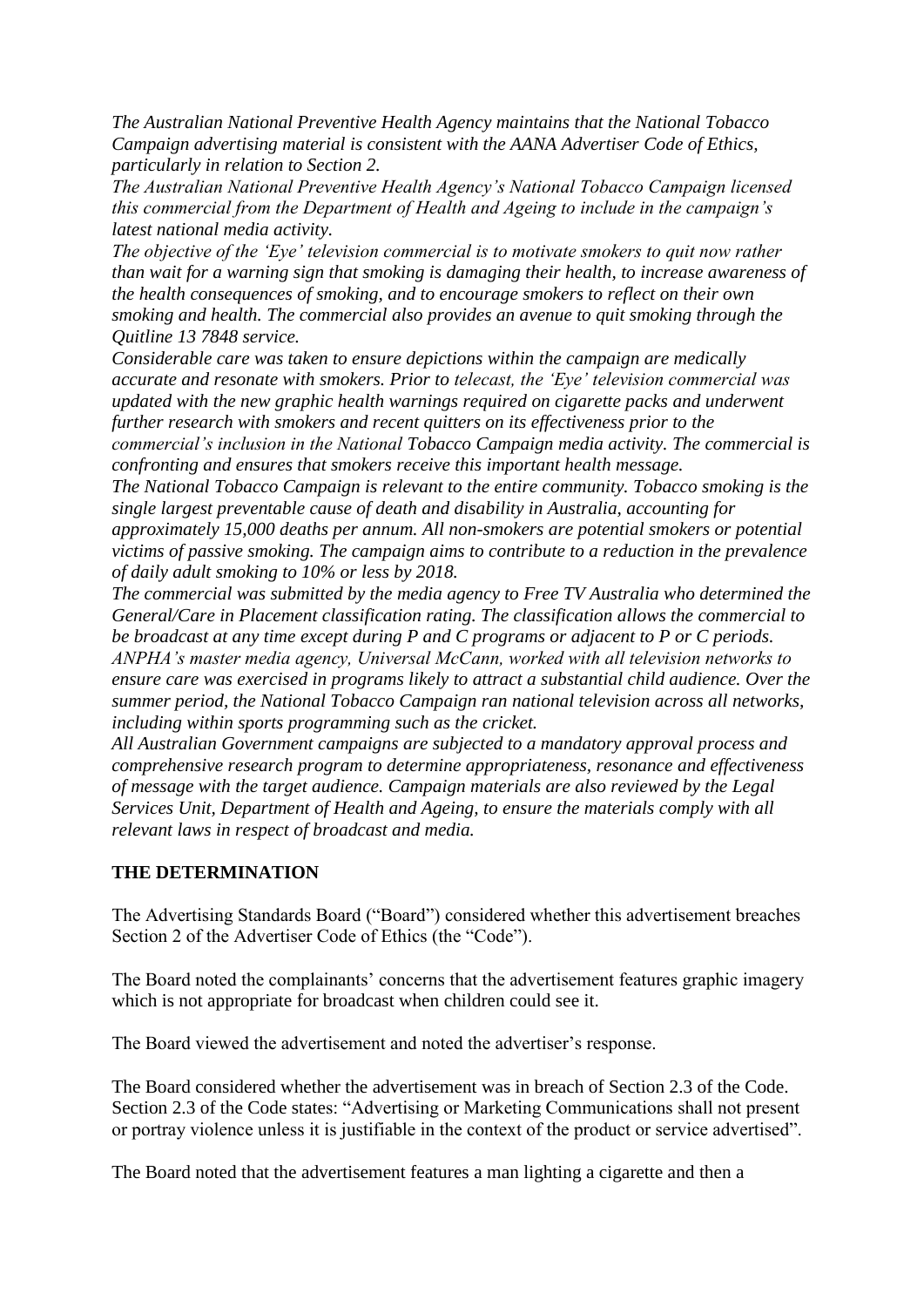*The Australian National Preventive Health Agency maintains that the National Tobacco Campaign advertising material is consistent with the AANA Advertiser Code of Ethics, particularly in relation to Section 2.*

*The Australian National Preventive Health Agency's National Tobacco Campaign licensed this commercial from the Department of Health and Ageing to include in the campaign's latest national media activity.*

*The objective of the 'Eye' television commercial is to motivate smokers to quit now rather than wait for a warning sign that smoking is damaging their health, to increase awareness of the health consequences of smoking, and to encourage smokers to reflect on their own smoking and health. The commercial also provides an avenue to quit smoking through the Quitline 13 7848 service.*

*Considerable care was taken to ensure depictions within the campaign are medically accurate and resonate with smokers. Prior to telecast, the 'Eye' television commercial was updated with the new graphic health warnings required on cigarette packs and underwent further research with smokers and recent quitters on its effectiveness prior to the commercial's inclusion in the National Tobacco Campaign media activity. The commercial is confronting and ensures that smokers receive this important health message.*

*The National Tobacco Campaign is relevant to the entire community. Tobacco smoking is the single largest preventable cause of death and disability in Australia, accounting for approximately 15,000 deaths per annum. All non-smokers are potential smokers or potential victims of passive smoking. The campaign aims to contribute to a reduction in the prevalence of daily adult smoking to 10% or less by 2018.*

*The commercial was submitted by the media agency to Free TV Australia who determined the General/Care in Placement classification rating. The classification allows the commercial to be broadcast at any time except during P and C programs or adjacent to P or C periods. ANPHA's master media agency, Universal McCann, worked with all television networks to ensure care was exercised in programs likely to attract a substantial child audience. Over the summer period, the National Tobacco Campaign ran national television across all networks, including within sports programming such as the cricket.*

*All Australian Government campaigns are subjected to a mandatory approval process and comprehensive research program to determine appropriateness, resonance and effectiveness of message with the target audience. Campaign materials are also reviewed by the Legal Services Unit, Department of Health and Ageing, to ensure the materials comply with all relevant laws in respect of broadcast and media.*

**THE DETERMINATION**

The Advertising Standards Board ("Board") considered whether this advertisement breaches Section 2 of the Advertiser Code of Ethics (the "Code").

The Board noted the complainants' concerns that the advertisement features graphic imagery which is not appropriate for broadcast when children could see it.

The Board viewed the advertisement and noted the advertiser's response.

The Board considered whether the advertisement was in breach of Section 2.3 of the Code. Section 2.3 of the Code states: "Advertising or Marketing Communications shall not present or portray violence unless it is justifiable in the context of the product or service advertised".

The Board noted that the advertisement features a man lighting a cigarette and then a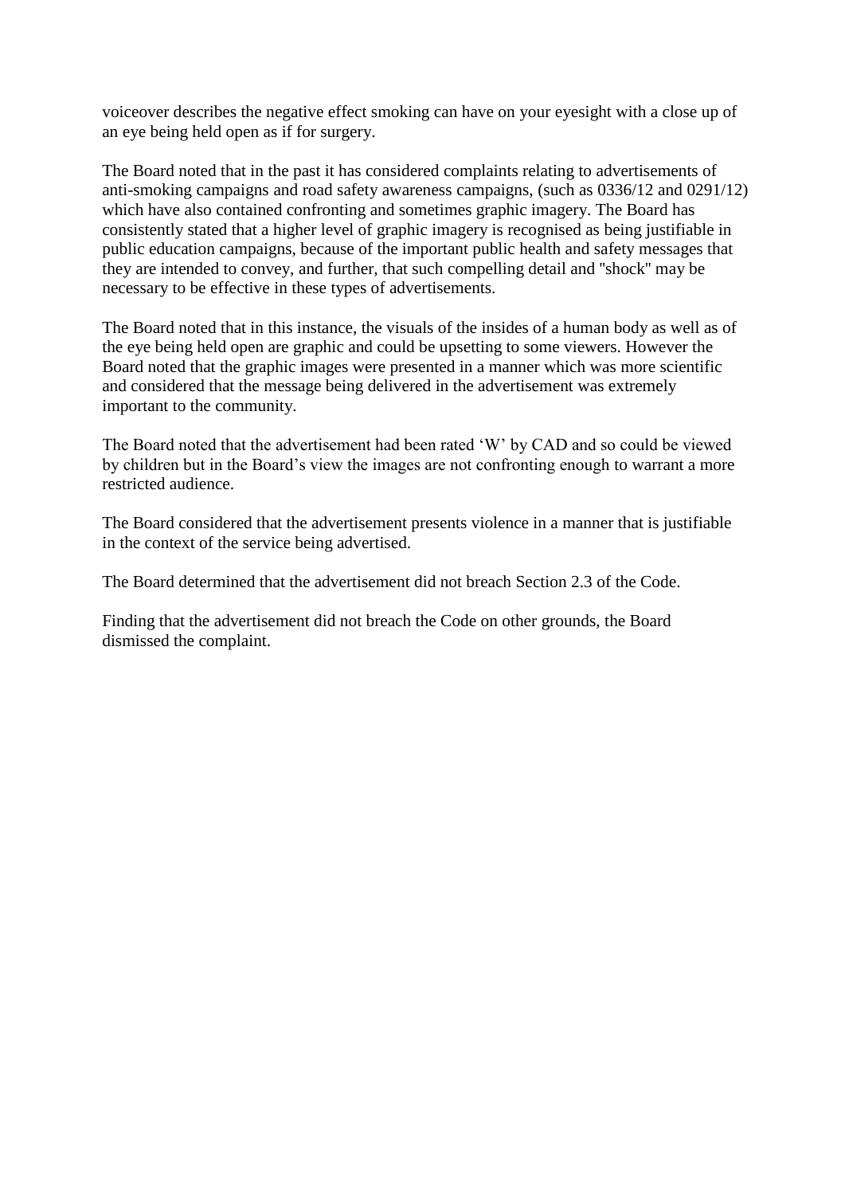voiceover describes the negative effect smoking can have on your eyesight with a close up of an eye being held open as if for surgery.

The Board noted that in the past it has considered complaints relating to advertisements of anti-smoking campaigns and road safety awareness campaigns, (such as 0336/12 and 0291/12) which have also contained confronting and sometimes graphic imagery. The Board has consistently stated that a higher level of graphic imagery is recognised as being justifiable in public education campaigns, because of the important public health and safety messages that they are intended to convey, and further, that such compelling detail and "shock" may be necessary to be effective in these types of advertisements.

The Board noted that in this instance, the visuals of the insides of a human body as well as of the eye being held open are graphic and could be upsetting to some viewers. However the Board noted that the graphic images were presented in a manner which was more scientific and considered that the message being delivered in the advertisement was extremely important to the community.

The Board noted that the advertisement had been rated 'W' by CAD and so could be viewed by children but in the Board's view the images are not confronting enough to warrant a more restricted audience.

The Board considered that the advertisement presents violence in a manner that is justifiable in the context of the service being advertised.

The Board determined that the advertisement did not breach Section 2.3 of the Code.

Finding that the advertisement did not breach the Code on other grounds, the Board dismissed the complaint.